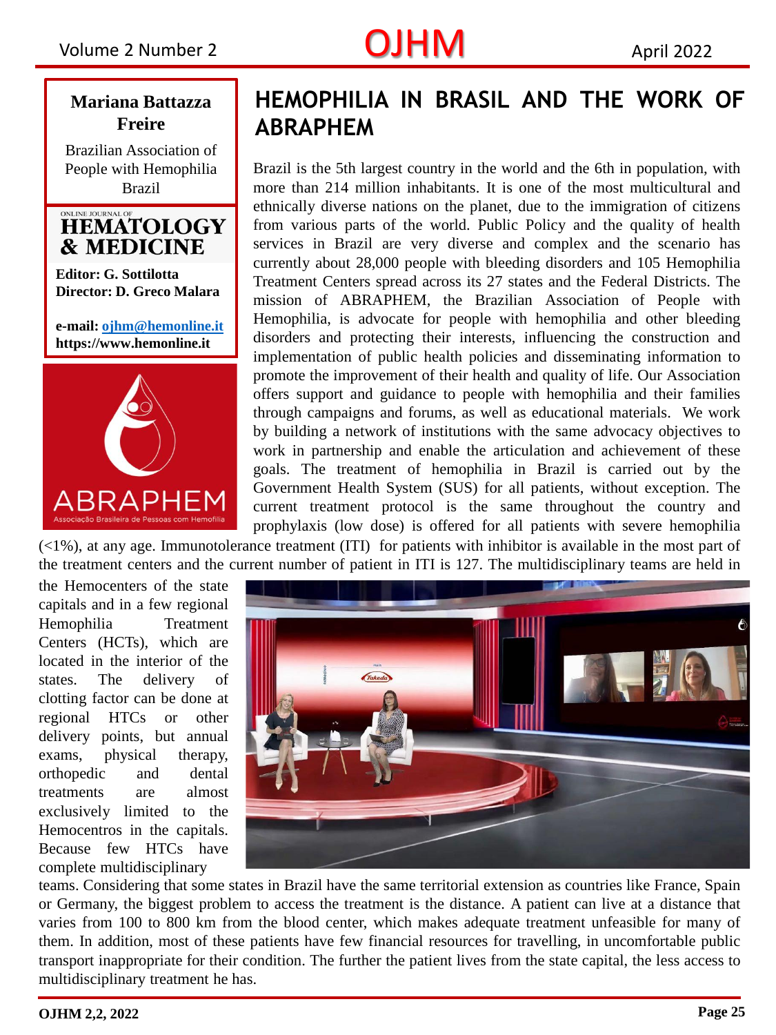**Mariana Battazza Freire**

Brazilian Association of People with Hemophilia

Brazil

ONLINE JOURNAL OF

**HEMATOLOGY & MEDICINE**

**Editor: G. Sottilotta**

**Director: D. Greco Malara**

**e-mail: ojhm@hemonline.it**

**https://www.hemonline.it**

# HEMOPHILIA IN BRASIL AND THE WORK OF ABRAPHEM

Brazil is the 5th largest country in the world and the 6th in population, with more than 214 million inhabitants. It is one of the most multicultural and ethnically diverse nations on the planet, due to the immigration of citizens from various parts of the world. Public Policy and the quality of health services in Brazil are very diverse and complex and the scenario has currently about 28,000 people with bleeding disorders and 105 Hemophilia Treatment Centers spread across its 27 states and the Federal Districts. The mission of ABRAPHEM, the Brazilian Association of People with Hemophilia, is advocate for people with hemophilia and other bleeding disorders and protecting their interests, influencing the construction and implementation of public health policies and disseminating information to promote the improvement of their health and quality of life. Our Association offers support and guidance to people with hemophilia and their families through campaigns and forums, as well as educational materials. We work by building a network of institutions with the same advocacy objectives to work in partnership and enable the articulation and achievement of these goals. The treatment of hemophilia in Brazil is carried out by the Government Health System (SUS) for all patients, without exception. The current treatment protocol is the same throughout the country and prophylaxis (low dose) is offered for all patients with severe hemophilia (<1%), at any age. Immunotolerance treatment (ITI) for patients with inhibitor is available in the most part of the treatment centers and the current number of patient in ITI is 127. The multidisciplinary teams are held in the Hemocenters of the state capitals and in a few regional Hemophilia Treatment Centers (HCTs), which are located in the interior of the states. The delivery of clotting factor can be done at regional HTCs or other delivery points, but annual exams, physical therapy, orthopedic and dental treatments are almost exclusively limited to the Hemocentros in the capitals. Because few HTCs have complete multidisciplinary teams. Considering that some states in Brazil have the same territorial extension as countries like France, Spain or Germany, the biggest problem to access the treatment is the distance. A patient can live at a distance that varies from 100 to 800 km from the blood center, which makes adequate treatment unfeasible for many of them. In addition, most of these patients have few financial resources for travelling, in uncomfortable public transport inappropriate for their condition. The further the patient lives from the state capital, the less access to multidisciplinary treatment he has.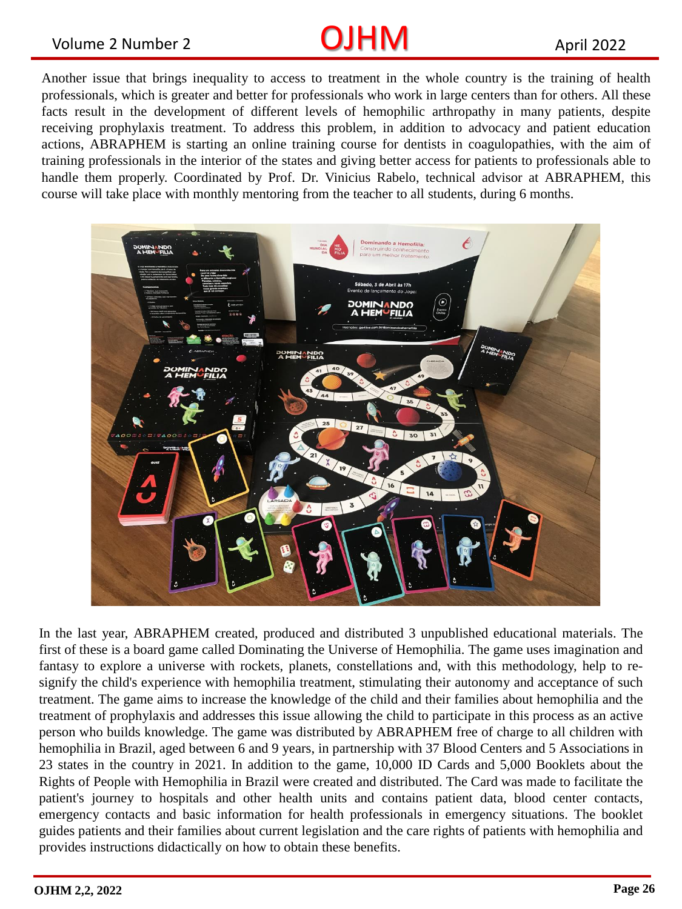Another issue that brings inequality to access to treatment in the whole country is the training of health professionals, which is greater and better for professionals who work in large centers than for others. All these facts result in the development of different levels of hemophilic arthropathy in many patients, despite receiving prophylaxis treatment. To address this problem, in addition to advocacy and patient education actions, ABRAPHEM is starting an online training course for dentists in coagulopathies, with the aim of training professionals in the interior of the states and giving better access for patients to professionals able to handle them properly. Coordinated by Prof. Dr. Vinicius Rabelo, technical advisor at ABRAPHEM, this course will take place with monthly mentoring from the teacher to all students, during 6 months.

In the last year, ABRAPHEM created, produced and distributed 3 unpublished educational materials. The first of these is a board game called Dominating the Universe of Hemophilia. The game uses imagination and fantasy to explore a universe with rockets, planets, constellations and, with this methodology, help to re-signify the child's experience with hemophilia treatment, stimulating their autonomy and acceptance of such treatment. The game aims to increase the knowledge of the child and their families about hemophilia and the treatment of prophylaxis and addresses this issue allowing the child to participate in this process as an active person who builds knowledge. The game was distributed by ABRAPHEM free of charge to all children with hemophilia in Brazil, aged between 6 and 9 years, in partnership with 37 Blood Centers and 5 Associations in 23 states in the country in 2021. In addition to the game, 10,000 ID Cards and 5,000 Booklets about the Rights of People with Hemophilia in Brazil were created and distributed. The Card was made to facilitate the patient's journey to hospitals and other health units and contains patient data, blood center contacts, emergency contacts and basic information for health professionals in emergency situations. The booklet guides patients and their families about current legislation and the care rights of patients with hemophilia and provides instructions didactically on how to obtain these benefits.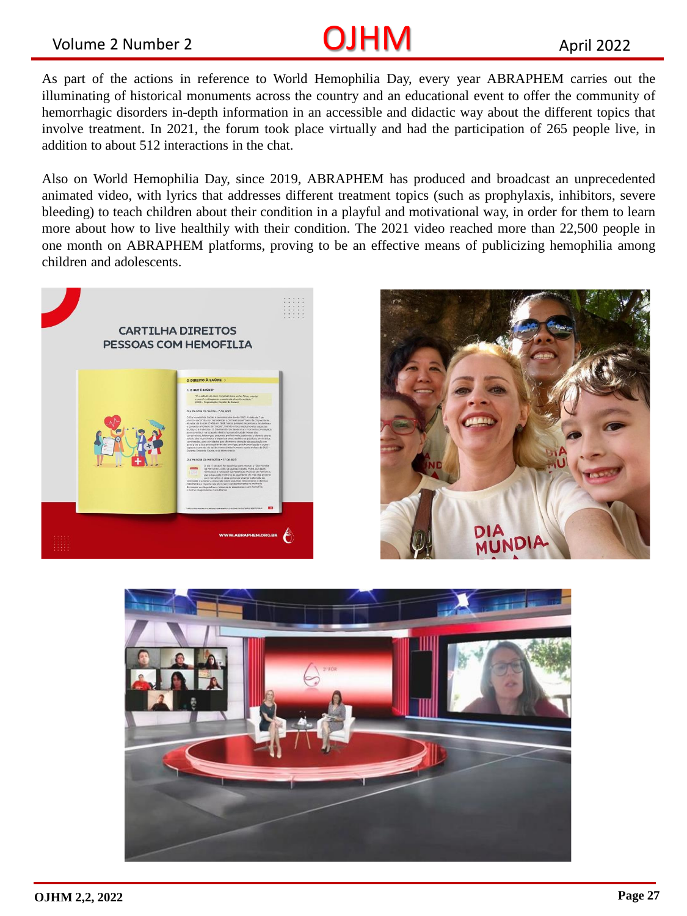As part of the actions in reference to World Hemophilia Day, every year ABRAPHEM carries out the illuminating of historical monuments across the country and an educational event to offer the community of hemorrhagic disorders in-depth information in an accessible and didactic way about the different topics that involve treatment. In 2021, the forum took place virtually and had the participation of 265 people live, in addition to about 512 interactions in the chat.

Also on World Hemophilia Day, since 2019, ABRAPHEM has produced and broadcast an unprecedented animated video, with lyrics that addresses different treatment topics (such as prophylaxis, inhibitors, severe bleeding) to teach children about their condition in a playful and motivational way, in order for them to learn more about how to live healthily with their condition. The 2021 video reached more than 22,500 people in one month on ABRAPHEM platforms, proving to be an effective means of publicizing hemophilia among children and adolescents.